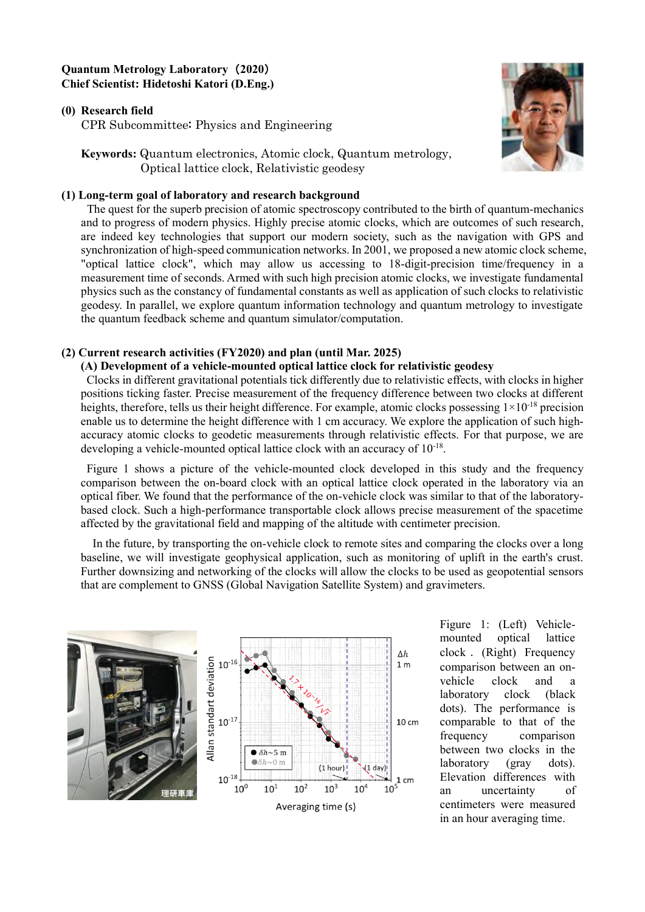**Quantum Metrology Laboratory（2020）**
**Chief Scientist: Hidetoshi Katori (D.Eng.)**

**(0) Research field**

CPR Subcommittee: Physics and Engineering

**Keywords:** Quantum electronics, Atomic clock, Quantum metrology, Optical lattice clock, Relativistic geodesy

**(1) Long-term goal of laboratory and research background**

The quest for the superb precision of atomic spectroscopy contributed to the birth of quantum-mechanics and to progress of modern physics. Highly precise atomic clocks, which are outcomes of such research, are indeed key technologies that support our modern society, such as the navigation with GPS and synchronization of high-speed communication networks. In 2001, we proposed a new atomic clock scheme, "optical lattice clock", which may allow us accessing to 18-digit-precision time/frequency in a measurement time of seconds. Armed with such high precision atomic clocks, we investigate fundamental physics such as the constancy of fundamental constants as well as application of such clocks to relativistic geodesy. In parallel, we explore quantum information technology and quantum metrology to investigate the quantum feedback scheme and quantum simulator/computation.

**(2) Current research activities (FY2020) and plan (until Mar. 2025)**

**(A) Development of a vehicle-mounted optical lattice clock for relativistic geodesy**

Clocks in different gravitational potentials tick differently due to relativistic effects, with clocks in higher positions ticking faster. Precise measurement of the frequency difference between two clocks at different heights, therefore, tells us their height difference. For example, atomic clocks possessing $1\times10^{-18}$ precision enable us to determine the height difference with 1 cm accuracy. We explore the application of such high-accuracy atomic clocks to geodetic measurements through relativistic effects. For that purpose, we are developing a vehicle-mounted optical lattice clock with an accuracy of $10^{-18}$.

Figure 1 shows a picture of the vehicle-mounted clock developed in this study and the frequency comparison between the on-board clock with an optical lattice clock operated in the laboratory via an optical fiber. We found that the performance of the on-vehicle clock was similar to that of the laboratory-based clock. Such a high-performance transportable clock allows precise measurement of the spacetime affected by the gravitational field and mapping of the altitude with centimeter precision.

In the future, by transporting the on-vehicle clock to remote sites and comparing the clocks over a long baseline, we will investigate geophysical application, such as monitoring of uplift in the earth's crust. Further downsizing and networking of the clocks will allow the clocks to be used as geopotential sensors that are complement to GNSS (Global Navigation Satellite System) and gravimeters.

Figure 1: (Left) Vehicle-mounted optical lattice clock . (Right) Frequency comparison between an on-vehicle clock and a laboratory clock (black dots). The performance is comparable to that of the frequency comparison between two clocks in the laboratory (gray dots). Elevation differences with an uncertainty of centimeters were measured in an hour averaging time.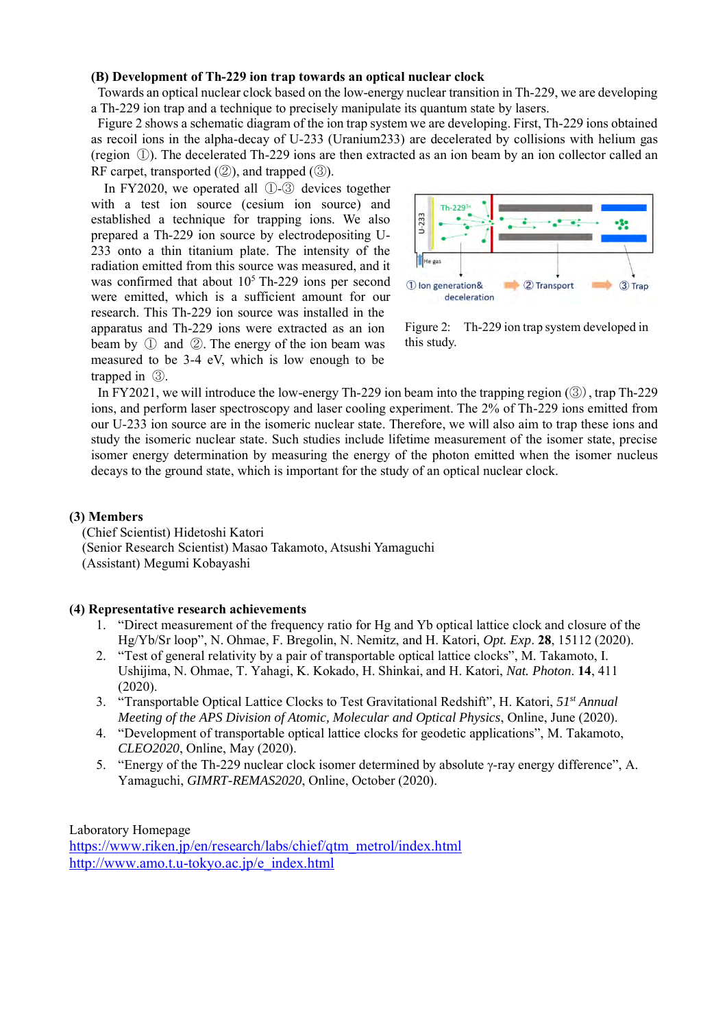### (B) Development of Th-229 ion trap towards an optical nuclear clock

Towards an optical nuclear clock based on the low-energy nuclear transition in Th-229, we are developing a Th-229 ion trap and a technique to precisely manipulate its quantum state by lasers.

Figure 2 shows a schematic diagram of the ion trap system we are developing. First, Th-229 ions obtained as recoil ions in the alpha-decay of U-233 (Uranium233) are decelerated by collisions with helium gas (region ①). The decelerated Th-229 ions are then extracted as an ion beam by an ion collector called an RF carpet, transported (②), and trapped (③).

In FY2020, we operated all ①-③ devices together with a test ion source (cesium ion source) and established a technique for trapping ions. We also prepared a Th-229 ion source by electrodepositing U-233 onto a thin titanium plate. The intensity of the radiation emitted from this source was measured, and it was confirmed that about $10^5$ Th-229 ions per second were emitted, which is a sufficient amount for our research. This Th-229 ion source was installed in the apparatus and Th-229 ions were extracted as an ion beam by ① and ②. The energy of the ion beam was measured to be 3-4 eV, which is low enough to be trapped in ③.

U-233

$Th\text{-}229^{3+}$

He gas

① Ion generation& deceleration

② Transport

③ Trap

Figure 2: Th-229 ion trap system developed in this study.

In FY2021, we will introduce the low-energy Th-229 ion beam into the trapping region (③), trap Th-229 ions, and perform laser spectroscopy and laser cooling experiment. The 2% of Th-229 ions emitted from our U-233 ion source are in the isomeric nuclear state. Therefore, we will also aim to trap these ions and study the isomeric nuclear state. Such studies include lifetime measurement of the isomer state, precise isomer energy determination by measuring the energy of the photon emitted when the isomer nucleus decays to the ground state, which is important for the study of an optical nuclear clock.

## (3) Members

(Chief Scientist) Hidetoshi Katori
(Senior Research Scientist) Masao Takamoto, Atsushi Yamaguchi
(Assistant) Megumi Kobayashi

## (4) Representative research achievements

1. "Direct measurement of the frequency ratio for Hg and Yb optical lattice clock and closure of the Hg/Yb/Sr loop", N. Ohmae, F. Bregolin, N. Nemitz, and H. Katori, *Opt. Exp*. **28**, 15112 (2020).
2. "Test of general relativity by a pair of transportable optical lattice clocks", M. Takamoto, I. Ushijima, N. Ohmae, T. Yahagi, K. Kokado, H. Shinkai, and H. Katori, *Nat. Photon*. **14**, 411 (2020).
3. "Transportable Optical Lattice Clocks to Test Gravitational Redshift", H. Katori, *51st Annual Meeting of the APS Division of Atomic, Molecular and Optical Physics*, Online, June (2020).
4. "Development of transportable optical lattice clocks for geodetic applications", M. Takamoto, *CLEO2020*, Online, May (2020).
5. "Energy of the Th-229 nuclear clock isomer determined by absolute γ-ray energy difference", A. Yamaguchi, *GIMRT-REMAS2020*, Online, October (2020).

Laboratory Homepage
https://www.riken.jp/en/research/labs/chief/qtm_metrol/index.html
http://www.amo.t.u-tokyo.ac.jp/e_index.html